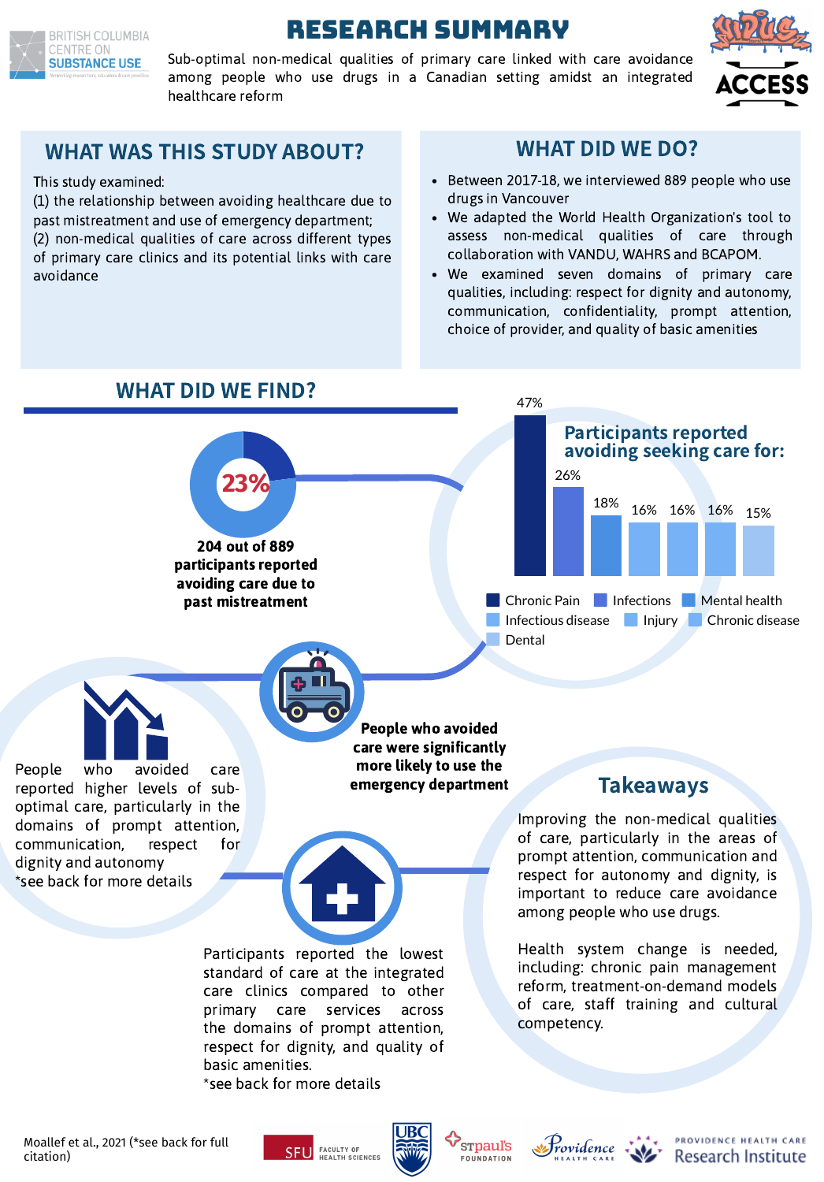# RESEARCH SUMMARY

Sub-optimal non-medical qualities of primary care linked with care avoidance among people who use drugs in a Canadian setting amidst an integrated healthcare reform

## WHAT WAS THIS STUDY ABOUT?

This study examined:
(1) the relationship between avoiding healthcare due to past mistreatment and use of emergency department;
(2) non-medical qualities of care across different types of primary care clinics and its potential links with care avoidance

## WHAT DID WE DO?

- Between 2017-18, we interviewed 889 people who use drugs in Vancouver
- We adapted the World Health Organization's tool to assess non-medical qualities of care through collaboration with VANDU, WAHRS and BCAPOM.
- We examined seven domains of primary care qualities, including: respect for dignity and autonomy, communication, confidentiality, prompt attention, choice of provider, and quality of basic amenities

## WHAT DID WE FIND?

**23%**

**204 out of 889 participants reported avoiding care due to past mistreatment**

**Participants reported avoiding seeking care for:**

| Chronic Pain | Infections | Mental health | Infectious disease | Injury | Chronic disease | Dental |
|---|---|---|---|---|---|---|
| 47% | 26% | 18% | 16% | 16% | 16% | 15% |

**People who avoided care were significantly more likely to use the emergency department**

People who avoided care reported higher levels of sub-optimal care, particularly in the domains of prompt attention, communication, respect for dignity and autonomy
*see back for more details

Participants reported the lowest standard of care at the integrated care clinics compared to other primary care services across the domains of prompt attention, respect for dignity, and quality of basic amenities.
*see back for more details

## Takeaways

Improving the non-medical qualities of care, particularly in the areas of prompt attention, communication and respect for autonomy and dignity, is important to reduce care avoidance among people who use drugs.

Health system change is needed, including: chronic pain management reform, treatment-on-demand models of care, staff training and cultural competency.

Moallef et al., 2021 (*see back for full citation)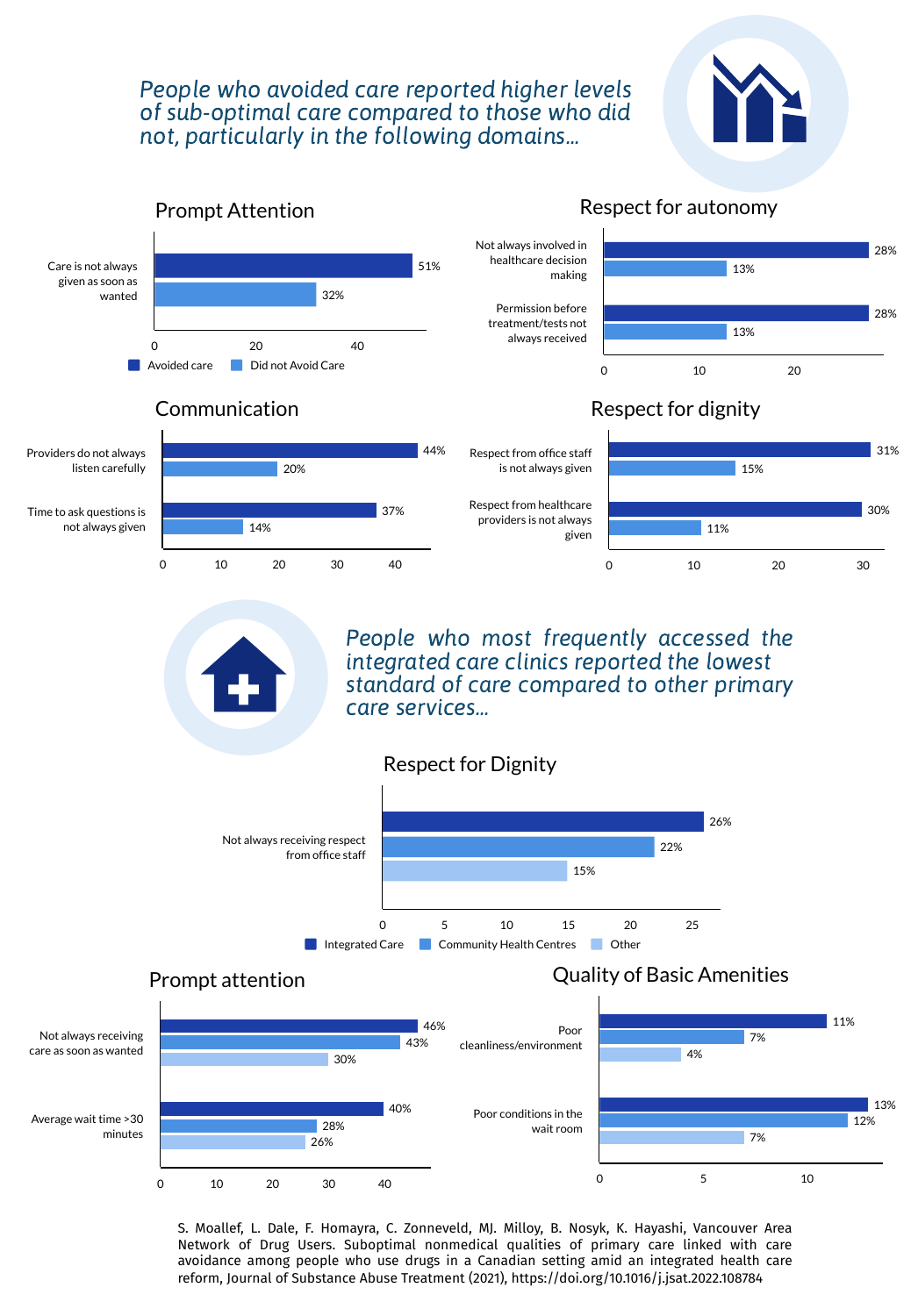*People who avoided care reported higher levels of sub-optimal care compared to those who did not, particularly in the following domains...*

### Prompt Attention

Care is not always given as soon as wanted
51%
32%

0
20
40

Avoided care
Did not Avoid Care

### Respect for autonomy

Not always involved in healthcare decision making
28%
13%

Permission before treatment/tests not always received
28%
13%

0
10
20

### Communication

Providers do not always listen carefully
44%
20%

Time to ask questions is not always given
37%
14%

0
10
20
30
40

### Respect for dignity

Respect from office staff is not always given
31%
15%

Respect from healthcare providers is not always given
30%
11%

0
10
20
30

*People who most frequently accessed the integrated care clinics reported the lowest standard of care compared to other primary care services...*

### Respect for Dignity

Not always receiving respect from office staff
26%
22%
15%

0
5
10
15
20
25

Integrated Care
Community Health Centres
Other

### Prompt attention

Not always receiving care as soon as wanted
46%
43%
30%

Average wait time >30 minutes
40%
28%
26%

0
10
20
30
40

### Quality of Basic Amenities

Poor cleanliness/environment
11%
7%
4%

Poor conditions in the wait room
13%
12%
7%

0
5
10

S. Moallef, L. Dale, F. Homayra, C. Zonneveld, MJ. Milloy, B. Nosyk, K. Hayashi, Vancouver Area Network of Drug Users. Suboptimal nonmedical qualities of primary care linked with care avoidance among people who use drugs in a Canadian setting amid an integrated health care reform, Journal of Substance Abuse Treatment (2021), https://doi.org/10.1016/j.jsat.2022.108784